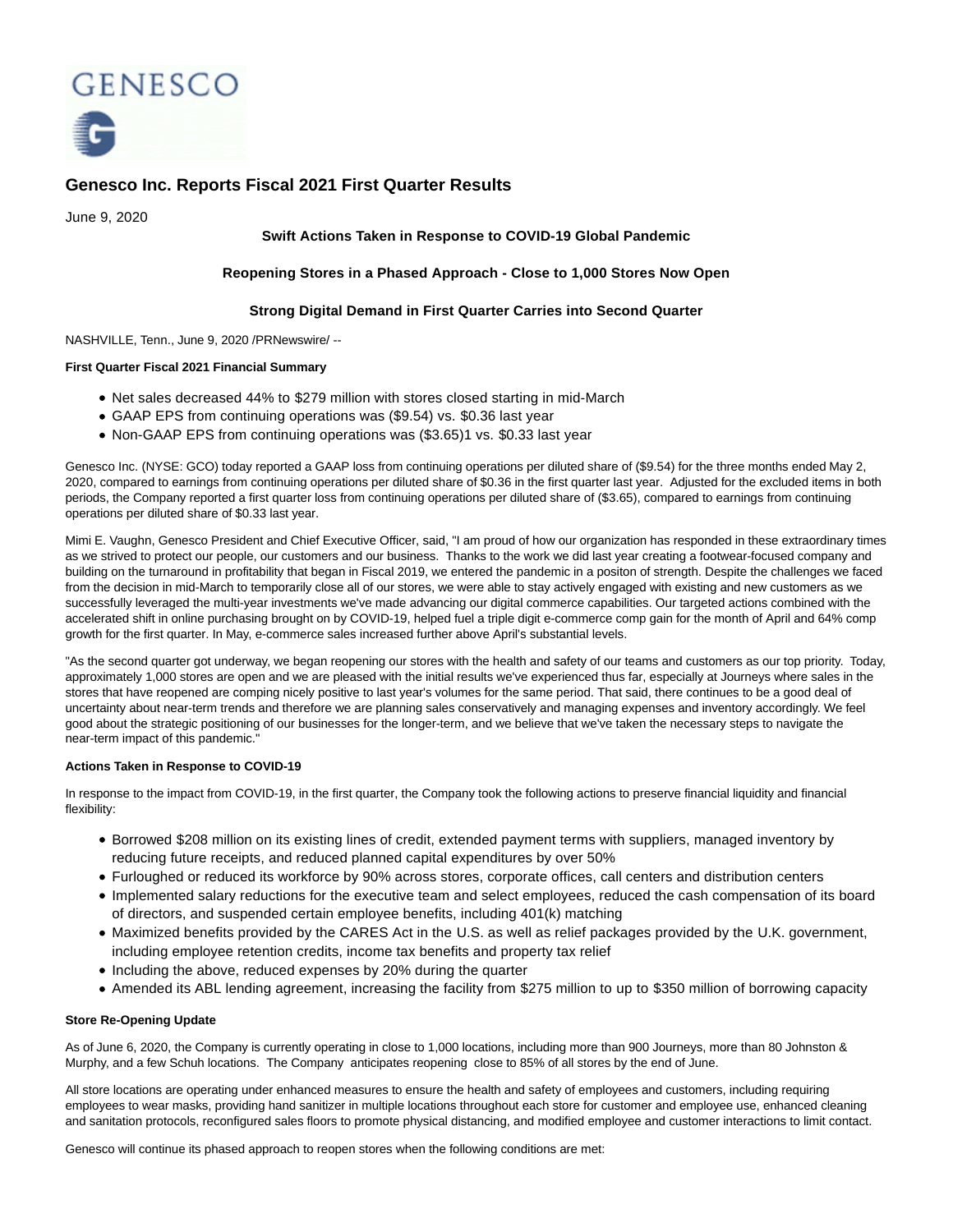# Genesco Inc. Reports Fiscal 2021 First Quarter Results

June 9, 2020

**Swift Actions Taken in Response to COVID-19 Global Pandemic**

**Reopening Stores in a Phased Approach - Close to 1,000 Stores Now Open**

**Strong Digital Demand in First Quarter Carries into Second Quarter**

NASHVILLE, Tenn., June 9, 2020 /PRNewswire/ --

**First Quarter Fiscal 2021 Financial Summary**

- Net sales decreased 44% to $279 million with stores closed starting in mid-March
- GAAP EPS from continuing operations was ($9.54) vs. $0.36 last year
- Non-GAAP EPS from continuing operations was ($3.65)1 vs. $0.33 last year

Genesco Inc. (NYSE: GCO) today reported a GAAP loss from continuing operations per diluted share of ($9.54) for the three months ended May 2, 2020, compared to earnings from continuing operations per diluted share of $0.36 in the first quarter last year. Adjusted for the excluded items in both periods, the Company reported a first quarter loss from continuing operations per diluted share of ($3.65), compared to earnings from continuing operations per diluted share of $0.33 last year.

Mimi E. Vaughn, Genesco President and Chief Executive Officer, said, "I am proud of how our organization has responded in these extraordinary times as we strived to protect our people, our customers and our business. Thanks to the work we did last year creating a footwear-focused company and building on the turnaround in profitability that began in Fiscal 2019, we entered the pandemic in a positon of strength. Despite the challenges we faced from the decision in mid-March to temporarily close all of our stores, we were able to stay actively engaged with existing and new customers as we successfully leveraged the multi-year investments we've made advancing our digital commerce capabilities. Our targeted actions combined with the accelerated shift in online purchasing brought on by COVID-19, helped fuel a triple digit e-commerce comp gain for the month of April and 64% comp growth for the first quarter. In May, e-commerce sales increased further above April's substantial levels.

"As the second quarter got underway, we began reopening our stores with the health and safety of our teams and customers as our top priority. Today, approximately 1,000 stores are open and we are pleased with the initial results we've experienced thus far, especially at Journeys where sales in the stores that have reopened are comping nicely positive to last year's volumes for the same period. That said, there continues to be a good deal of uncertainty about near-term trends and therefore we are planning sales conservatively and managing expenses and inventory accordingly. We feel good about the strategic positioning of our businesses for the longer-term, and we believe that we've taken the necessary steps to navigate the near-term impact of this pandemic."

**Actions Taken in Response to COVID-19**

In response to the impact from COVID-19, in the first quarter, the Company took the following actions to preserve financial liquidity and financial flexibility:

- Borrowed $208 million on its existing lines of credit, extended payment terms with suppliers, managed inventory by reducing future receipts, and reduced planned capital expenditures by over 50%
- Furloughed or reduced its workforce by 90% across stores, corporate offices, call centers and distribution centers
- Implemented salary reductions for the executive team and select employees, reduced the cash compensation of its board of directors, and suspended certain employee benefits, including 401(k) matching
- Maximized benefits provided by the CARES Act in the U.S. as well as relief packages provided by the U.K. government, including employee retention credits, income tax benefits and property tax relief
- Including the above, reduced expenses by 20% during the quarter
- Amended its ABL lending agreement, increasing the facility from $275 million to up to $350 million of borrowing capacity

**Store Re-Opening Update**

As of June 6, 2020, the Company is currently operating in close to 1,000 locations, including more than 900 Journeys, more than 80 Johnston & Murphy, and a few Schuh locations. The Company anticipates reopening close to 85% of all stores by the end of June.

All store locations are operating under enhanced measures to ensure the health and safety of employees and customers, including requiring employees to wear masks, providing hand sanitizer in multiple locations throughout each store for customer and employee use, enhanced cleaning and sanitation protocols, reconfigured sales floors to promote physical distancing, and modified employee and customer interactions to limit contact.

Genesco will continue its phased approach to reopen stores when the following conditions are met: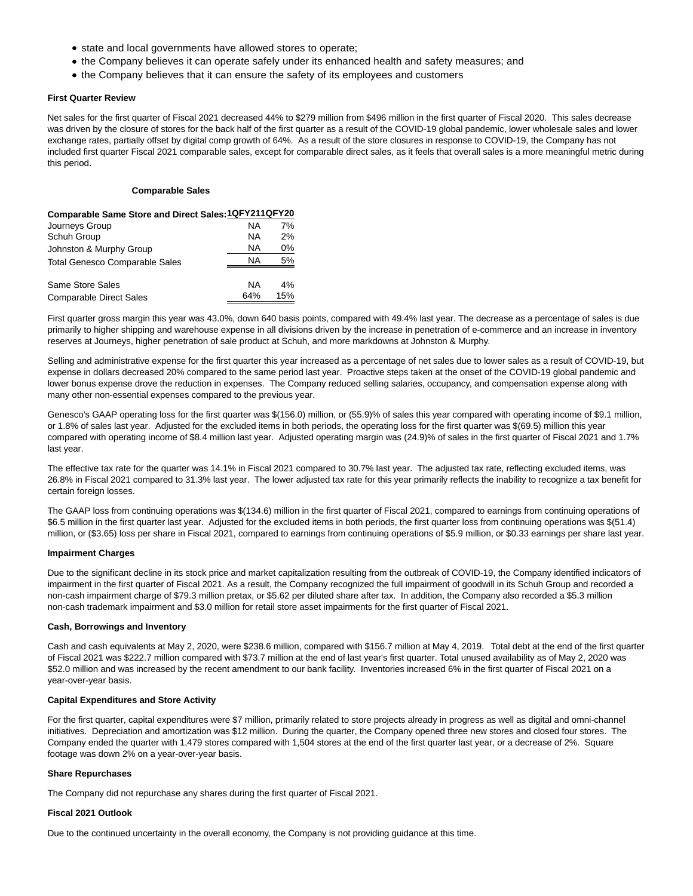- state and local governments have allowed stores to operate;
- the Company believes it can operate safely under its enhanced health and safety measures; and
- the Company believes that it can ensure the safety of its employees and customers

**First Quarter Review**

Net sales for the first quarter of Fiscal 2021 decreased 44% to $279 million from $496 million in the first quarter of Fiscal 2020. This sales decrease was driven by the closure of stores for the back half of the first quarter as a result of the COVID-19 global pandemic, lower wholesale sales and lower exchange rates, partially offset by digital comp growth of 64%. As a result of the store closures in response to COVID-19, the Company has not included first quarter Fiscal 2021 comparable sales, except for comparable direct sales, as it feels that overall sales is a more meaningful metric during this period.

**Comparable Sales**

| Comparable Same Store and Direct Sales: | 1QFY21 | 1QFY20 |
|---|---|---|
| Journeys Group | NA | 7% |
| Schuh Group | NA | 2% |
| Johnston & Murphy Group | NA | 0% |
| Total Genesco Comparable Sales | NA | 5% |
| | | |
| Same Store Sales | NA | 4% |
| Comparable Direct Sales | 64% | 15% |

First quarter gross margin this year was 43.0%, down 640 basis points, compared with 49.4% last year. The decrease as a percentage of sales is due primarily to higher shipping and warehouse expense in all divisions driven by the increase in penetration of e-commerce and an increase in inventory reserves at Journeys, higher penetration of sale product at Schuh, and more markdowns at Johnston & Murphy.

Selling and administrative expense for the first quarter this year increased as a percentage of net sales due to lower sales as a result of COVID-19, but expense in dollars decreased 20% compared to the same period last year. Proactive steps taken at the onset of the COVID-19 global pandemic and lower bonus expense drove the reduction in expenses. The Company reduced selling salaries, occupancy, and compensation expense along with many other non-essential expenses compared to the previous year.

Genesco's GAAP operating loss for the first quarter was $(156.0) million, or (55.9)% of sales this year compared with operating income of $9.1 million, or 1.8% of sales last year. Adjusted for the excluded items in both periods, the operating loss for the first quarter was $(69.5) million this year compared with operating income of $8.4 million last year. Adjusted operating margin was (24.9)% of sales in the first quarter of Fiscal 2021 and 1.7% last year.

The effective tax rate for the quarter was 14.1% in Fiscal 2021 compared to 30.7% last year. The adjusted tax rate, reflecting excluded items, was 26.8% in Fiscal 2021 compared to 31.3% last year. The lower adjusted tax rate for this year primarily reflects the inability to recognize a tax benefit for certain foreign losses.

The GAAP loss from continuing operations was $(134.6) million in the first quarter of Fiscal 2021, compared to earnings from continuing operations of $6.5 million in the first quarter last year. Adjusted for the excluded items in both periods, the first quarter loss from continuing operations was $(51.4) million, or ($3.65) loss per share in Fiscal 2021, compared to earnings from continuing operations of $5.9 million, or $0.33 earnings per share last year.

**Impairment Charges**

Due to the significant decline in its stock price and market capitalization resulting from the outbreak of COVID-19, the Company identified indicators of impairment in the first quarter of Fiscal 2021. As a result, the Company recognized the full impairment of goodwill in its Schuh Group and recorded a non-cash impairment charge of $79.3 million pretax, or $5.62 per diluted share after tax. In addition, the Company also recorded a $5.3 million non-cash trademark impairment and $3.0 million for retail store asset impairments for the first quarter of Fiscal 2021.

**Cash, Borrowings and Inventory**

Cash and cash equivalents at May 2, 2020, were $238.6 million, compared with $156.7 million at May 4, 2019. Total debt at the end of the first quarter of Fiscal 2021 was $222.7 million compared with $73.7 million at the end of last year's first quarter. Total unused availability as of May 2, 2020 was $52.0 million and was increased by the recent amendment to our bank facility. Inventories increased 6% in the first quarter of Fiscal 2021 on a year-over-year basis.

**Capital Expenditures and Store Activity**

For the first quarter, capital expenditures were $7 million, primarily related to store projects already in progress as well as digital and omni-channel initiatives. Depreciation and amortization was $12 million. During the quarter, the Company opened three new stores and closed four stores. The Company ended the quarter with 1,479 stores compared with 1,504 stores at the end of the first quarter last year, or a decrease of 2%. Square footage was down 2% on a year-over-year basis.

**Share Repurchases**

The Company did not repurchase any shares during the first quarter of Fiscal 2021.

**Fiscal 2021 Outlook**

Due to the continued uncertainty in the overall economy, the Company is not providing guidance at this time.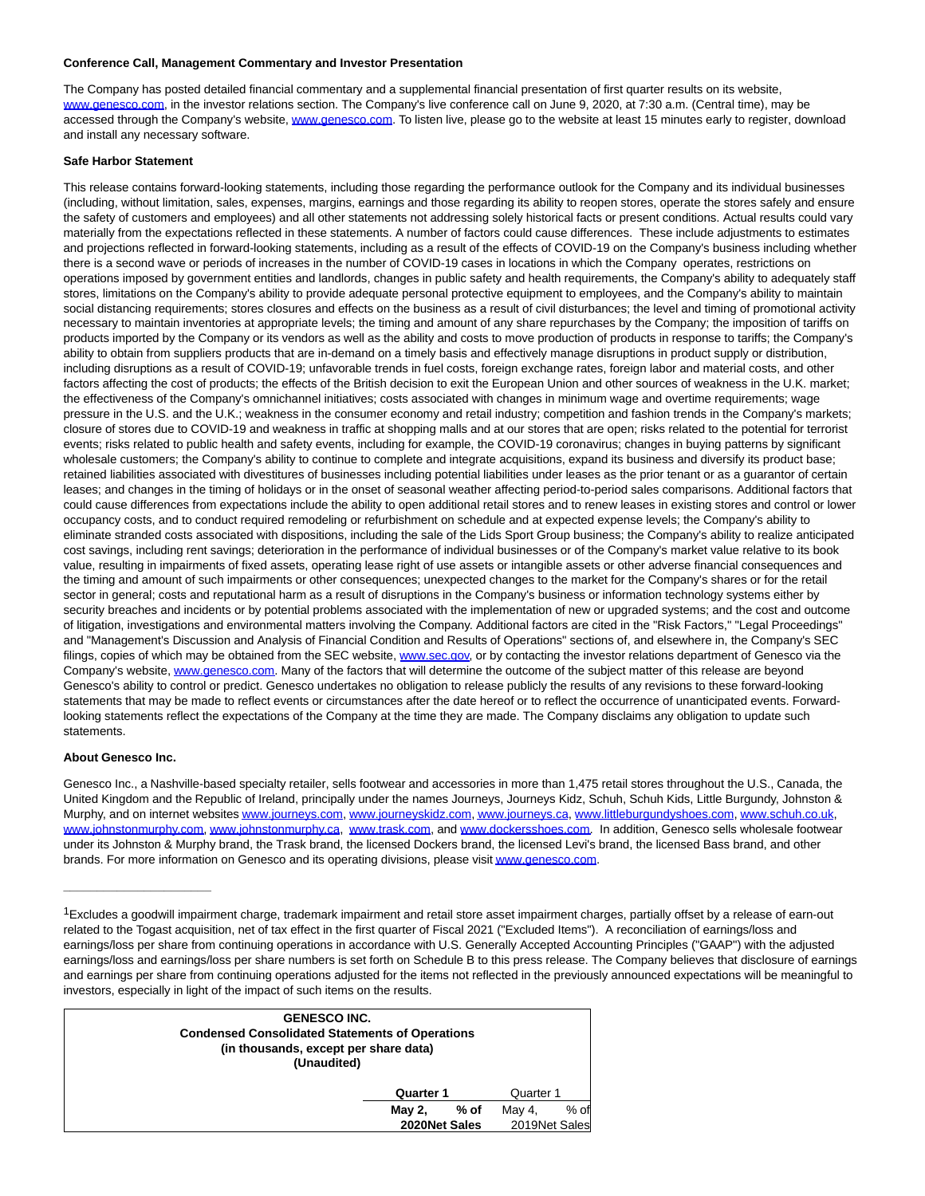**Conference Call, Management Commentary and Investor Presentation**

The Company has posted detailed financial commentary and a supplemental financial presentation of first quarter results on its website, www.genesco.com, in the investor relations section. The Company's live conference call on June 9, 2020, at 7:30 a.m. (Central time), may be accessed through the Company's website, www.genesco.com. To listen live, please go to the website at least 15 minutes early to register, download and install any necessary software.

**Safe Harbor Statement**

This release contains forward-looking statements, including those regarding the performance outlook for the Company and its individual businesses (including, without limitation, sales, expenses, margins, earnings and those regarding its ability to reopen stores, operate the stores safely and ensure the safety of customers and employees) and all other statements not addressing solely historical facts or present conditions. Actual results could vary materially from the expectations reflected in these statements. A number of factors could cause differences. These include adjustments to estimates and projections reflected in forward-looking statements, including as a result of the effects of COVID-19 on the Company's business including whether there is a second wave or periods of increases in the number of COVID-19 cases in locations in which the Company operates, restrictions on operations imposed by government entities and landlords, changes in public safety and health requirements, the Company's ability to adequately staff stores, limitations on the Company's ability to provide adequate personal protective equipment to employees, and the Company's ability to maintain social distancing requirements; stores closures and effects on the business as a result of civil disturbances; the level and timing of promotional activity necessary to maintain inventories at appropriate levels; the timing and amount of any share repurchases by the Company; the imposition of tariffs on products imported by the Company or its vendors as well as the ability and costs to move production of products in response to tariffs; the Company's ability to obtain from suppliers products that are in-demand on a timely basis and effectively manage disruptions in product supply or distribution, including disruptions as a result of COVID-19; unfavorable trends in fuel costs, foreign exchange rates, foreign labor and material costs, and other factors affecting the cost of products; the effects of the British decision to exit the European Union and other sources of weakness in the U.K. market; the effectiveness of the Company's omnichannel initiatives; costs associated with changes in minimum wage and overtime requirements; wage pressure in the U.S. and the U.K.; weakness in the consumer economy and retail industry; competition and fashion trends in the Company's markets; closure of stores due to COVID-19 and weakness in traffic at shopping malls and at our stores that are open; risks related to the potential for terrorist events; risks related to public health and safety events, including for example, the COVID-19 coronavirus; changes in buying patterns by significant wholesale customers; the Company's ability to continue to complete and integrate acquisitions, expand its business and diversify its product base; retained liabilities associated with divestitures of businesses including potential liabilities under leases as the prior tenant or as a guarantor of certain leases; and changes in the timing of holidays or in the onset of seasonal weather affecting period-to-period sales comparisons. Additional factors that could cause differences from expectations include the ability to open additional retail stores and to renew leases in existing stores and control or lower occupancy costs, and to conduct required remodeling or refurbishment on schedule and at expected expense levels; the Company's ability to eliminate stranded costs associated with dispositions, including the sale of the Lids Sport Group business; the Company's ability to realize anticipated cost savings, including rent savings; deterioration in the performance of individual businesses or of the Company's market value relative to its book value, resulting in impairments of fixed assets, operating lease right of use assets or intangible assets or other adverse financial consequences and the timing and amount of such impairments or other consequences; unexpected changes to the market for the Company's shares or for the retail sector in general; costs and reputational harm as a result of disruptions in the Company's business or information technology systems either by security breaches and incidents or by potential problems associated with the implementation of new or upgraded systems; and the cost and outcome of litigation, investigations and environmental matters involving the Company. Additional factors are cited in the "Risk Factors," "Legal Proceedings" and "Management's Discussion and Analysis of Financial Condition and Results of Operations" sections of, and elsewhere in, the Company's SEC filings, copies of which may be obtained from the SEC website, www.sec.gov, or by contacting the investor relations department of Genesco via the Company's website, www.genesco.com. Many of the factors that will determine the outcome of the subject matter of this release are beyond Genesco's ability to control or predict. Genesco undertakes no obligation to release publicly the results of any revisions to these forward-looking statements that may be made to reflect events or circumstances after the date hereof or to reflect the occurrence of unanticipated events. Forward-looking statements reflect the expectations of the Company at the time they are made. The Company disclaims any obligation to update such statements.

**About Genesco Inc.**

Genesco Inc., a Nashville-based specialty retailer, sells footwear and accessories in more than 1,475 retail stores throughout the U.S., Canada, the United Kingdom and the Republic of Ireland, principally under the names Journeys, Journeys Kidz, Schuh, Schuh Kids, Little Burgundy, Johnston & Murphy, and on internet websites www.journeys.com, www.journeyskidz.com, www.journeys.ca, www.littleburgundyshoes.com, www.schuh.co.uk, www.johnstonmurphy.com, www.johnstonmurphy.ca, www.trask.com, and www.dockersshoes.com. In addition, Genesco sells wholesale footwear under its Johnston & Murphy brand, the Trask brand, the licensed Dockers brand, the licensed Levi's brand, the licensed Bass brand, and other brands. For more information on Genesco and its operating divisions, please visit www.genesco.com.

---

[1]Excludes a goodwill impairment charge, trademark impairment and retail store asset impairment charges, partially offset by a release of earn-out related to the Togast acquisition, net of tax effect in the first quarter of Fiscal 2021 ("Excluded Items"). A reconciliation of earnings/loss and earnings/loss per share from continuing operations in accordance with U.S. Generally Accepted Accounting Principles ("GAAP") with the adjusted earnings/loss and earnings/loss per share numbers is set forth on Schedule B to this press release. The Company believes that disclosure of earnings and earnings per share from continuing operations adjusted for the items not reflected in the previously announced expectations will be meaningful to investors, especially in light of the impact of such items on the results.

**GENESCO INC.**
**Condensed Consolidated Statements of Operations**
**(in thousands, except per share data)**
**(Unaudited)**

| | Quarter 1 | | Quarter 1 | |
|---|---|---|---|---|
| | May 2, 2020 | % of Net Sales | May 4, 2019 | % of Net Sales |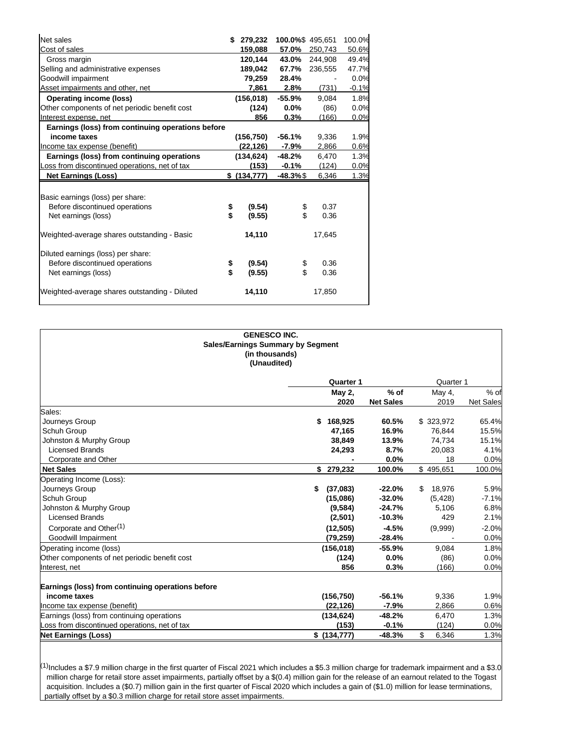| | | | | |
|---|---|---|---|---|
| Net sales | $ 279,232 | 100.0% | $ 495,651 | 100.0% |
| Cost of sales | 159,088 | 57.0% | 250,743 | 50.6% |
| Gross margin | 120,144 | 43.0% | 244,908 | 49.4% |
| Selling and administrative expenses | 189,042 | 67.7% | 236,555 | 47.7% |
| Goodwill impairment | 79,259 | 28.4% | - | 0.0% |
| Asset impairments and other, net | 7,861 | 2.8% | (731) | -0.1% |
| **Operating income (loss)** | (156,018) | -55.9% | 9,084 | 1.8% |
| Other components of net periodic benefit cost | (124) | 0.0% | (86) | 0.0% |
| Interest expense, net | 856 | 0.3% | (166) | 0.0% |
| **Earnings (loss) from continuing operations before income taxes** | (156,750) | -56.1% | 9,336 | 1.9% |
| Income tax expense (benefit) | (22,126) | -7.9% | 2,866 | 0.6% |
| **Earnings (loss) from continuing operations** | (134,624) | -48.2% | 6,470 | 1.3% |
| Loss from discontinued operations, net of tax | (153) | -0.1% | (124) | 0.0% |
| **Net Earnings (Loss)** | $ (134,777) | -48.3% | $ 6,346 | 1.3% |
| | | | | |
| Basic earnings (loss) per share: | | | | |
| Before discontinued operations | $ (9.54) | | $ 0.37 | |
| Net earnings (loss) | $ (9.55) | | $ 0.36 | |
| | | | | |
| Weighted-average shares outstanding - Basic | 14,110 | | 17,645 | |
| | | | | |
| Diluted earnings (loss) per share: | | | | |
| Before discontinued operations | $ (9.54) | | $ 0.36 | |
| Net earnings (loss) | $ (9.55) | | $ 0.36 | |
| | | | | |
| Weighted-average shares outstanding - Diluted | 14,110 | | 17,850 | |

**GENESCO INC.**
**Sales/Earnings Summary by Segment**
**(in thousands)**
**(Unaudited)**

| | **Quarter 1** | | Quarter 1 | |
|---|---|---|---|---|
| | **May 2, 2020** | **% of Net Sales** | May 4, 2019 | % of Net Sales |
| Sales: | | | | |
| Journeys Group | $ 168,925 | 60.5% | $ 323,972 | 65.4% |
| Schuh Group | 47,165 | 16.9% | 76,844 | 15.5% |
| Johnston & Murphy Group | 38,849 | 13.9% | 74,734 | 15.1% |
| Licensed Brands | 24,293 | 8.7% | 20,083 | 4.1% |
| Corporate and Other | - | 0.0% | 18 | 0.0% |
| **Net Sales** | $ 279,232 | 100.0% | $ 495,651 | 100.0% |
| Operating Income (Loss): | | | | |
| Journeys Group | $ (37,083) | -22.0% | $ 18,976 | 5.9% |
| Schuh Group | (15,086) | -32.0% | (5,428) | -7.1% |
| Johnston & Murphy Group | (9,584) | -24.7% | 5,106 | 6.8% |
| Licensed Brands | (2,501) | -10.3% | 429 | 2.1% |
| Corporate and Other[(1)] | (12,505) | -4.5% | (9,999) | -2.0% |
| Goodwill Impairment | (79,259) | -28.4% | - | 0.0% |
| Operating income (loss) | (156,018) | -55.9% | 9,084 | 1.8% |
| Other components of net periodic benefit cost | (124) | 0.0% | (86) | 0.0% |
| Interest, net | 856 | 0.3% | (166) | 0.0% |
| | | | | |
| **Earnings (loss) from continuing operations before income taxes** | (156,750) | -56.1% | 9,336 | 1.9% |
| Income tax expense (benefit) | (22,126) | -7.9% | 2,866 | 0.6% |
| Earnings (loss) from continuing operations | (134,624) | -48.2% | 6,470 | 1.3% |
| Loss from discontinued operations, net of tax | (153) | -0.1% | (124) | 0.0% |
| **Net Earnings (Loss)** | $ (134,777) | -48.3% | $ 6,346 | 1.3% |

[(1)]Includes a $7.9 million charge in the first quarter of Fiscal 2021 which includes a $5.3 million charge for trademark impairment and a $3.0 million charge for retail store asset impairments, partially offset by a $(0.4) million gain for the release of an earnout related to the Togast acquisition. Includes a ($0.7) million gain in the first quarter of Fiscal 2020 which includes a gain of ($1.0) million for lease terminations, partially offset by a $0.3 million charge for retail store asset impairments.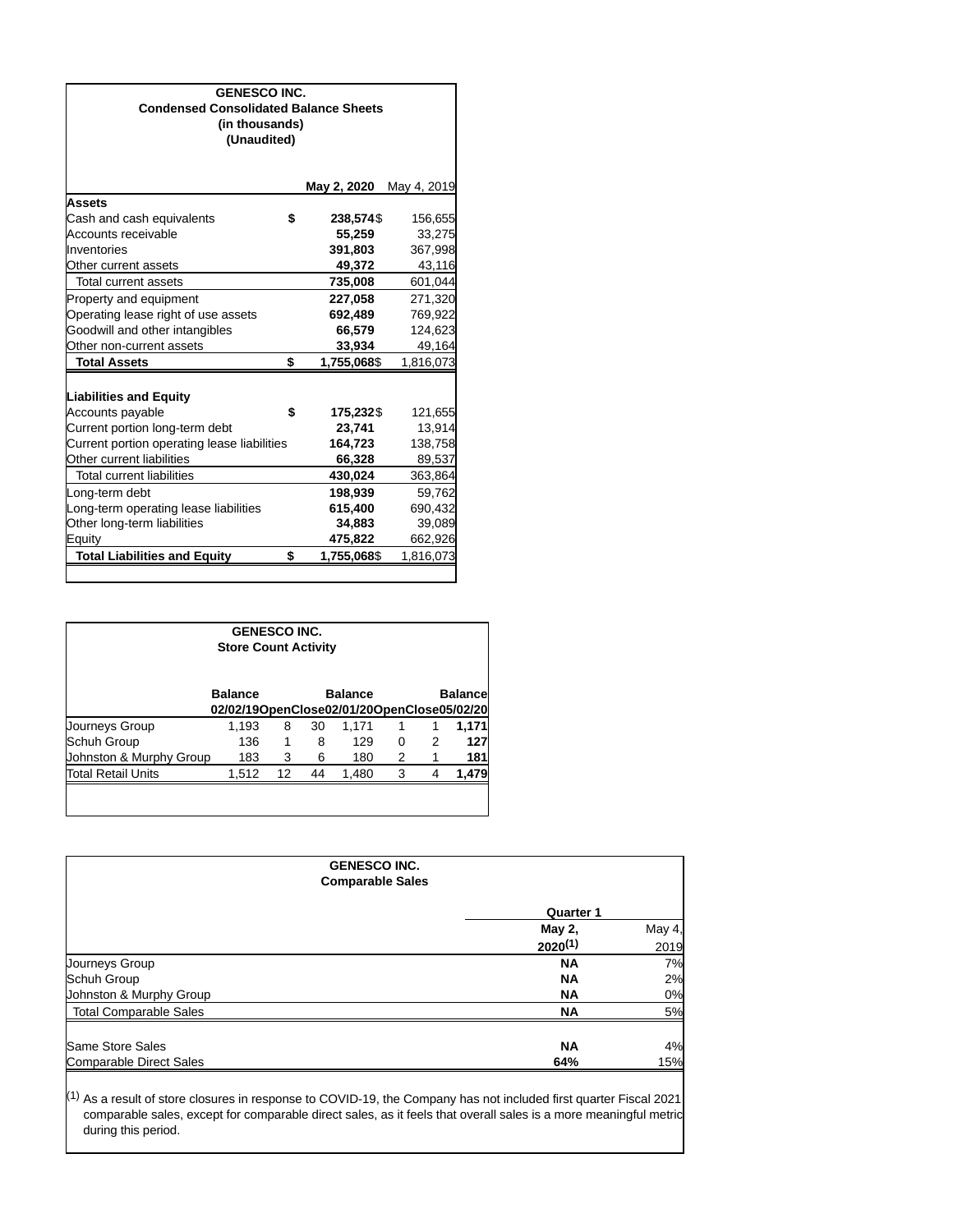**GENESCO INC.**
**Condensed Consolidated Balance Sheets**
**(in thousands)**
**(Unaudited)**

| | May 2, 2020 | May 4, 2019 |
|---|---|---|
| **Assets** | | |
| Cash and cash equivalents | $ **238,574** | $ 156,655 |
| Accounts receivable | **55,259** | 33,275 |
| Inventories | **391,803** | 367,998 |
| Other current assets | **49,372** | 43,116 |
| Total current assets | **735,008** | 601,044 |
| Property and equipment | **227,058** | 271,320 |
| Operating lease right of use assets | **692,489** | 769,922 |
| Goodwill and other intangibles | **66,579** | 124,623 |
| Other non-current assets | **33,934** | 49,164 |
| **Total Assets** | $ **1,755,068** | $ 1,816,073 |
| **Liabilities and Equity** | | |
| Accounts payable | $ **175,232** | $ 121,655 |
| Current portion long-term debt | **23,741** | 13,914 |
| Current portion operating lease liabilities | **164,723** | 138,758 |
| Other current liabilities | **66,328** | 89,537 |
| Total current liabilities | **430,024** | 363,864 |
| Long-term debt | **198,939** | 59,762 |
| Long-term operating lease liabilities | **615,400** | 690,432 |
| Other long-term liabilities | **34,883** | 39,089 |
| Equity | **475,822** | 662,926 |
| **Total Liabilities and Equity** | $ **1,755,068** | $ 1,816,073 |

**GENESCO INC.**
**Store Count Activity**

| | Balance 02/02/19 | Open | Close | Balance 02/01/20 | Open | Close | Balance 05/02/20 |
|---|---|---|---|---|---|---|---|
| Journeys Group | 1,193 | 8 | 30 | 1,171 | 1 | 1 | **1,171** |
| Schuh Group | 136 | 1 | 8 | 129 | 0 | 2 | **127** |
| Johnston & Murphy Group | 183 | 3 | 6 | 180 | 2 | 1 | **181** |
| Total Retail Units | 1,512 | 12 | 44 | 1,480 | 3 | 4 | **1,479** |

**GENESCO INC.**
**Comparable Sales**

| | Quarter 1 | |
|---|---|---|
| | May 2, 2020[1] | May 4, 2019 |
| Journeys Group | **NA** | 7% |
| Schuh Group | **NA** | 2% |
| Johnston & Murphy Group | **NA** | 0% |
| Total Comparable Sales | **NA** | 5% |
| | | |
| Same Store Sales | **NA** | 4% |
| Comparable Direct Sales | **64%** | 15% |

[1] As a result of store closures in response to COVID-19, the Company has not included first quarter Fiscal 2021 comparable sales, except for comparable direct sales, as it feels that overall sales is a more meaningful metric during this period.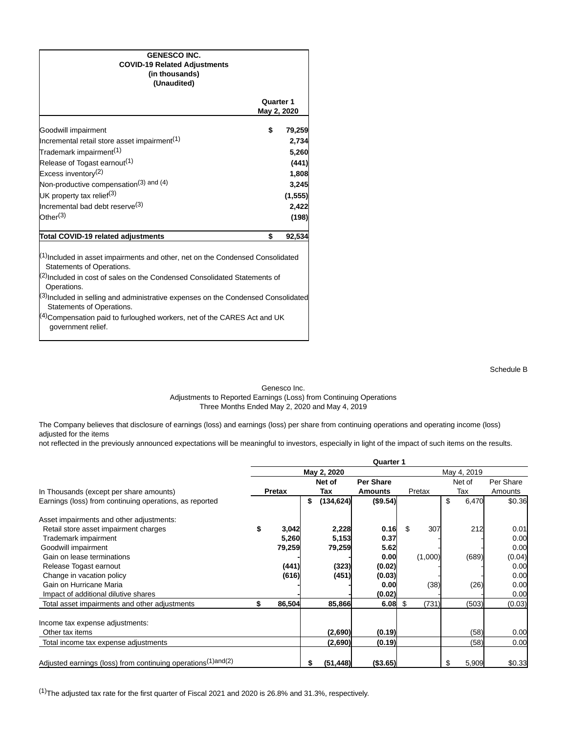**GENESCO INC.**
**COVID-19 Related Adjustments**
**(in thousands)**
**(Unaudited)**

| | Quarter 1 May 2, 2020 |
|---|---|
| Goodwill impairment | $ 79,259 |
| Incremental retail store asset impairment[1] | 2,734 |
| Trademark impairment[1] | 5,260 |
| Release of Togast earnout[1] | (441) |
| Excess inventory[2] | 1,808 |
| Non-productive compensation[3] and [4] | 3,245 |
| UK property tax relief[3] | (1,555) |
| Incremental bad debt reserve[3] | 2,422 |
| Other[3] | (198) |
| **Total COVID-19 related adjustments** | **$ 92,534** |

[1]Included in asset impairments and other, net on the Condensed Consolidated Statements of Operations.
[2]Included in cost of sales on the Condensed Consolidated Statements of Operations.
[3]Included in selling and administrative expenses on the Condensed Consolidated Statements of Operations.
[4]Compensation paid to furloughed workers, net of the CARES Act and UK government relief.

Schedule B

Genesco Inc.
Adjustments to Reported Earnings (Loss) from Continuing Operations
Three Months Ended May 2, 2020 and May 4, 2019

The Company believes that disclosure of earnings (loss) and earnings (loss) per share from continuing operations and operating income (loss) adjusted for the items
not reflected in the previously announced expectations will be meaningful to investors, especially in light of the impact of such items on the results.

| | Quarter 1 | | | | | |
|---|---|---|---|---|---|---|
| | May 2, 2020 | | | May 4, 2019 | | |
| In Thousands (except per share amounts) | Pretax | Net of Tax | Per Share Amounts | Pretax | Net of Tax | Per Share Amounts |
| Earnings (loss) from continuing operations, as reported | | $ (134,624) | ($9.54) | | $ 6,470 | $0.36 |
| Asset impairments and other adjustments: | | | | | | |
| Retail store asset impairment charges | $ 3,042 | 2,228 | 0.16 | $ 307 | 212 | 0.01 |
| Trademark impairment | 5,260 | 5,153 | 0.37 | - | - | 0.00 |
| Goodwill impairment | 79,259 | 79,259 | 5.62 | - | - | 0.00 |
| Gain on lease terminations | - | - | 0.00 | (1,000) | (689) | (0.04) |
| Release Togast earnout | (441) | (323) | (0.02) | - | - | 0.00 |
| Change in vacation policy | (616) | (451) | (0.03) | - | - | 0.00 |
| Gain on Hurricane Maria | - | - | 0.00 | (38) | (26) | 0.00 |
| Impact of additional dilutive shares | - | - | (0.02) | - | - | 0.00 |
| Total asset impairments and other adjustments | $ 86,504 | 85,866 | 6.08 | $ (731) | (503) | (0.03) |
| Income tax expense adjustments: | | | | | | |
| Other tax items | | (2,690) | (0.19) | | (58) | 0.00 |
| Total income tax expense adjustments | | (2,690) | (0.19) | | (58) | 0.00 |
| Adjusted earnings (loss) from continuing operations[1]and[2] | | $ (51,448) | ($3.65) | | $ 5,909 | $0.33 |

[1]The adjusted tax rate for the first quarter of Fiscal 2021 and 2020 is 26.8% and 31.3%, respectively.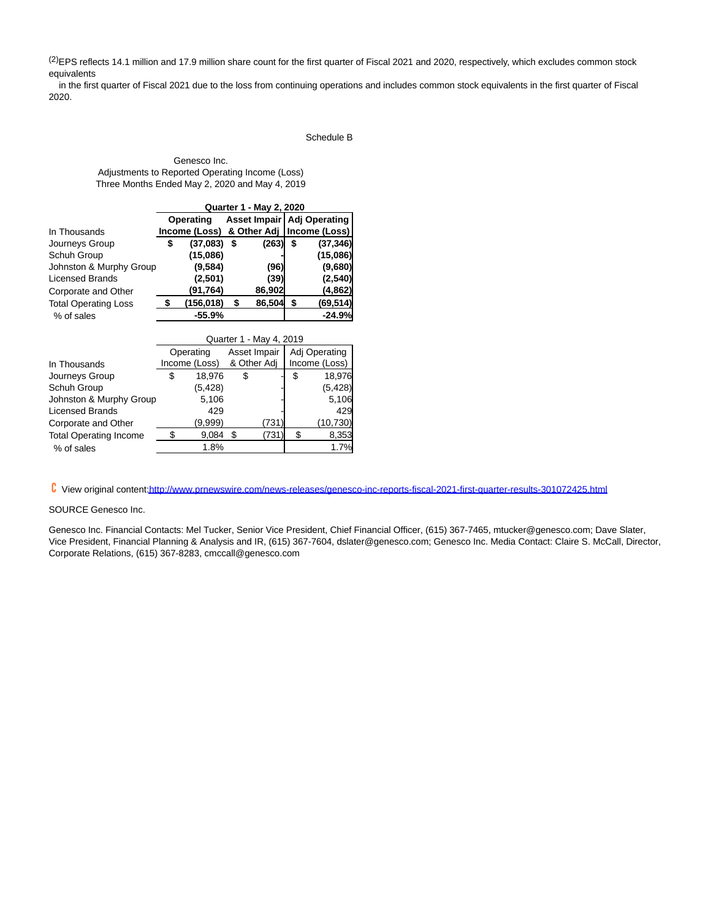[(2)]EPS reflects 14.1 million and 17.9 million share count for the first quarter of Fiscal 2021 and 2020, respectively, which excludes common stock equivalents in the first quarter of Fiscal 2021 due to the loss from continuing operations and includes common stock equivalents in the first quarter of Fiscal 2020.

Schedule B

Genesco Inc.
Adjustments to Reported Operating Income (Loss)
Three Months Ended May 2, 2020 and May 4, 2019

| | **Quarter 1 - May 2, 2020** | | |
|---|---|---|---|
| In Thousands | **Operating Income (Loss)** | **Asset Impair & Other Adj** | **Adj Operating Income (Loss)** |
| Journeys Group | **$ (37,083)** | **$ (263)** | **$ (37,346)** |
| Schuh Group | **(15,086)** | **-** | **(15,086)** |
| Johnston & Murphy Group | **(9,584)** | **(96)** | **(9,680)** |
| Licensed Brands | **(2,501)** | **(39)** | **(2,540)** |
| Corporate and Other | **(91,764)** | **86,902** | **(4,862)** |
| Total Operating Loss | **$ (156,018)** | **$ 86,504** | **$ (69,514)** |
| % of sales | **-55.9%** | | **-24.9%** |

| | Quarter 1 - May 4, 2019 | | |
|---|---|---|---|
| In Thousands | Operating Income (Loss) | Asset Impair & Other Adj | Adj Operating Income (Loss) |
| Journeys Group | $ 18,976 | $ - | $ 18,976 |
| Schuh Group | (5,428) | - | (5,428) |
| Johnston & Murphy Group | 5,106 | - | 5,106 |
| Licensed Brands | 429 | - | 429 |
| Corporate and Other | (9,999) | (731) | (10,730) |
| Total Operating Income | $ 9,084 | $ (731) | $ 8,353 |
| % of sales | 1.8% | | 1.7% |

View original content:http://www.prnewswire.com/news-releases/genesco-inc-reports-fiscal-2021-first-quarter-results-301072425.html

SOURCE Genesco Inc.

Genesco Inc. Financial Contacts: Mel Tucker, Senior Vice President, Chief Financial Officer, (615) 367-7465, mtucker@genesco.com; Dave Slater, Vice President, Financial Planning & Analysis and IR, (615) 367-7604, dslater@genesco.com; Genesco Inc. Media Contact: Claire S. McCall, Director, Corporate Relations, (615) 367-8283, cmccall@genesco.com